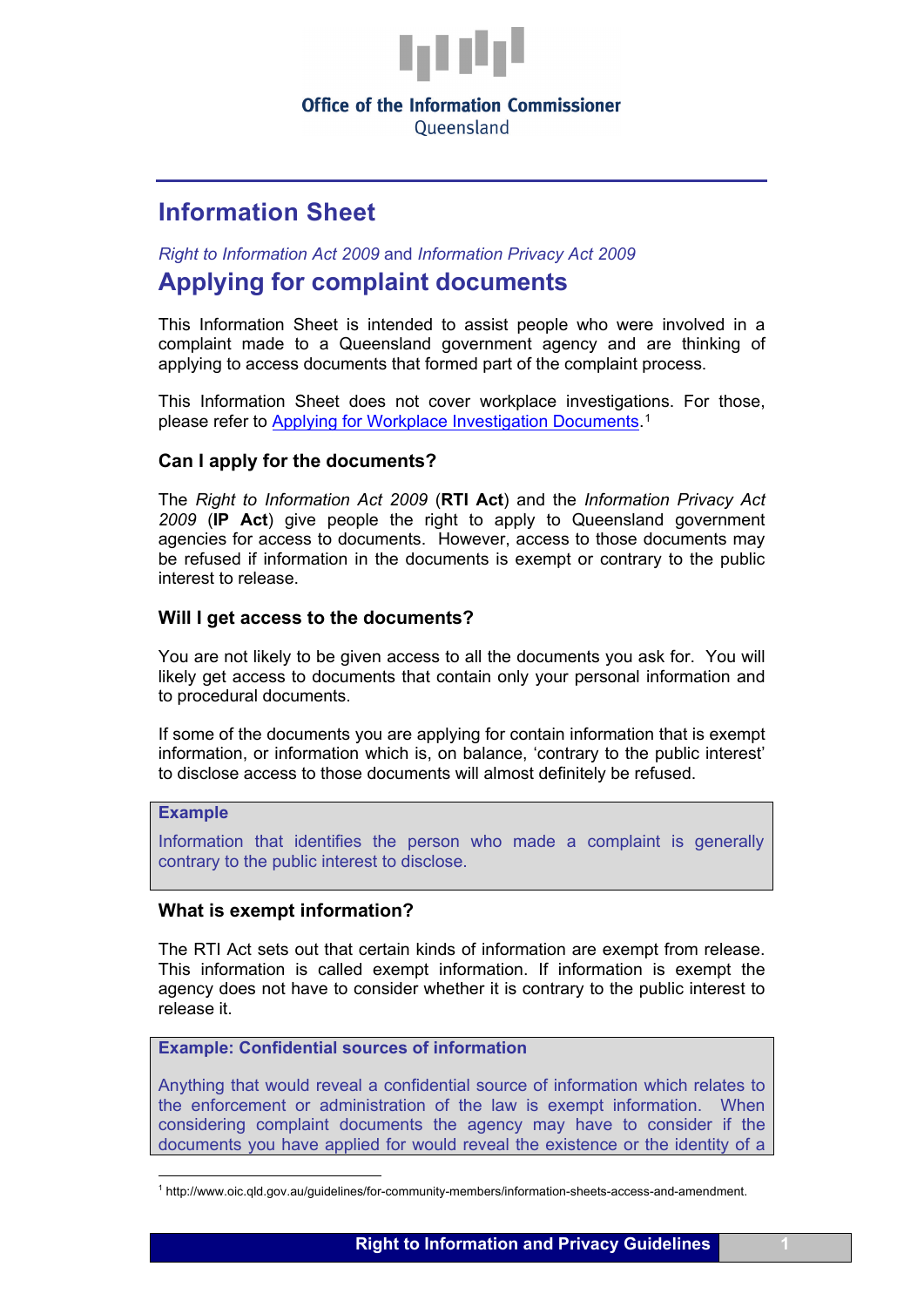Office of the Information Commissioner
Queensland

# Information Sheet

*Right to Information Act 2009* and *Information Privacy Act 2009*

## Applying for complaint documents

This Information Sheet is intended to assist people who were involved in a complaint made to a Queensland government agency and are thinking of applying to access documents that formed part of the complaint process.

This Information Sheet does not cover workplace investigations. For those, please refer to Applying for Workplace Investigation Documents.[1]

### Can I apply for the documents?

The *Right to Information Act 2009* (**RTI Act**) and the *Information Privacy Act 2009* (**IP Act**) give people the right to apply to Queensland government agencies for access to documents. However, access to those documents may be refused if information in the documents is exempt or contrary to the public interest to release.

### Will I get access to the documents?

You are not likely to be given access to all the documents you ask for. You will likely get access to documents that contain only your personal information and to procedural documents.

If some of the documents you are applying for contain information that is exempt information, or information which is, on balance, 'contrary to the public interest' to disclose access to those documents will almost definitely be refused.

> **Example**
>
> Information that identifies the person who made a complaint is generally contrary to the public interest to disclose.

### What is exempt information?

The RTI Act sets out that certain kinds of information are exempt from release. This information is called exempt information. If information is exempt the agency does not have to consider whether it is contrary to the public interest to release it.

> **Example: Confidential sources of information**
>
> Anything that would reveal a confidential source of information which relates to the enforcement or administration of the law is exempt information. When considering complaint documents the agency may have to consider if the documents you have applied for would reveal the existence or the identity of a

[1] http://www.oic.qld.gov.au/guidelines/for-community-members/information-sheets-access-and-amendment.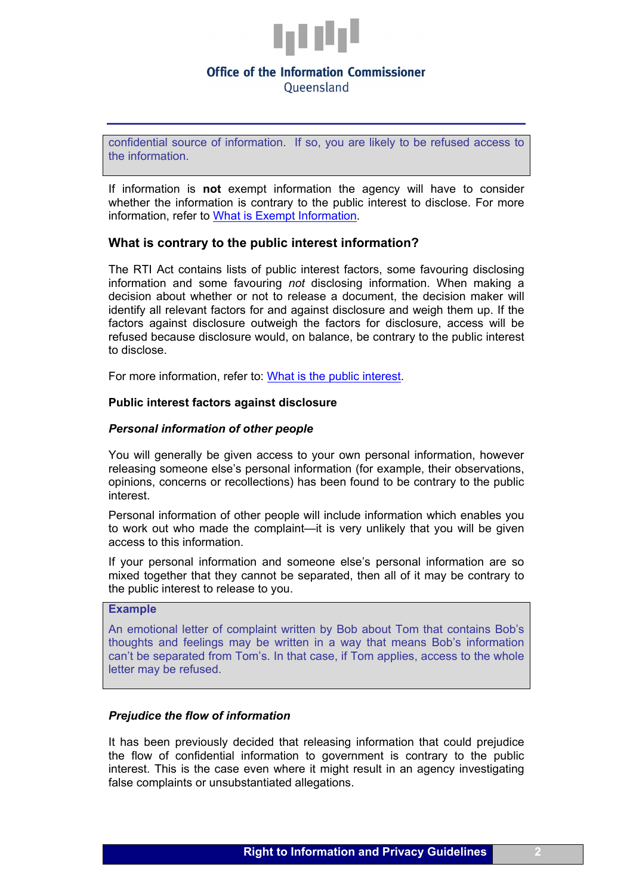confidential source of information. If so, you are likely to be refused access to the information.

If information is **not** exempt information the agency will have to consider whether the information is contrary to the public interest to disclose. For more information, refer to What is Exempt Information.

### What is contrary to the public interest information?

The RTI Act contains lists of public interest factors, some favouring disclosing information and some favouring *not* disclosing information. When making a decision about whether or not to release a document, the decision maker will identify all relevant factors for and against disclosure and weigh them up. If the factors against disclosure outweigh the factors for disclosure, access will be refused because disclosure would, on balance, be contrary to the public interest to disclose.

For more information, refer to: What is the public interest.

**Public interest factors against disclosure**

***Personal information of other people***

You will generally be given access to your own personal information, however releasing someone else's personal information (for example, their observations, opinions, concerns or recollections) has been found to be contrary to the public interest.

Personal information of other people will include information which enables you to work out who made the complaint—it is very unlikely that you will be given access to this information.

If your personal information and someone else's personal information are so mixed together that they cannot be separated, then all of it may be contrary to the public interest to release to you.

**Example**

An emotional letter of complaint written by Bob about Tom that contains Bob's thoughts and feelings may be written in a way that means Bob's information can't be separated from Tom's. In that case, if Tom applies, access to the whole letter may be refused.

***Prejudice the flow of information***

It has been previously decided that releasing information that could prejudice the flow of confidential information to government is contrary to the public interest. This is the case even where it might result in an agency investigating false complaints or unsubstantiated allegations.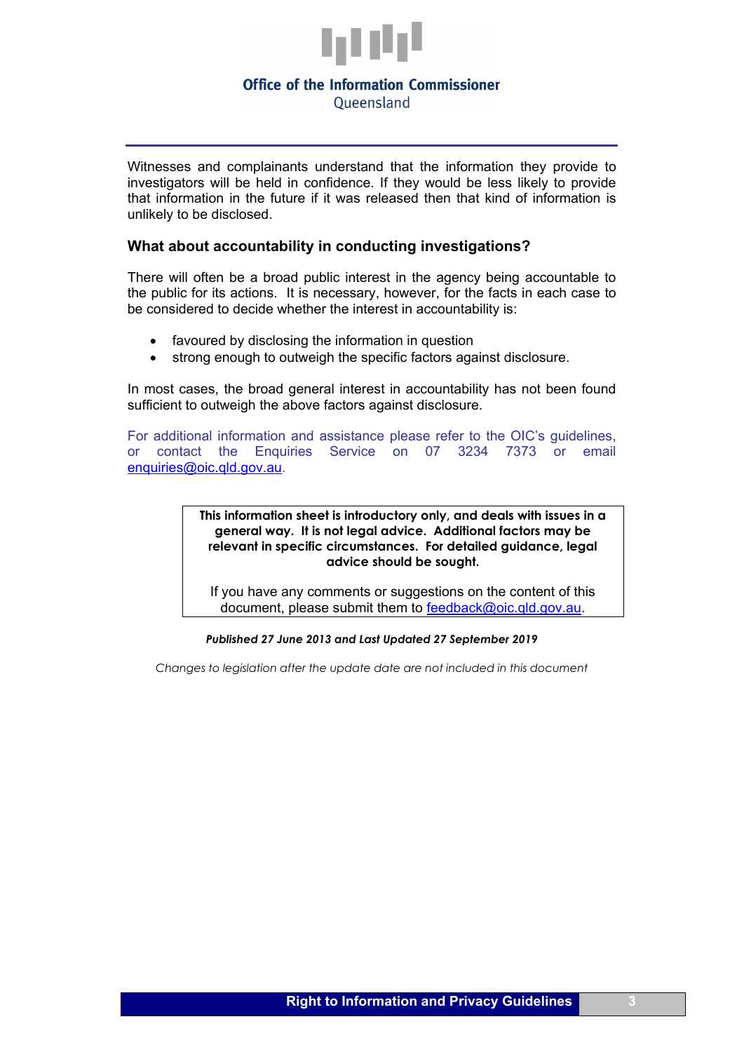Witnesses and complainants understand that the information they provide to investigators will be held in confidence. If they would be less likely to provide that information in the future if it was released then that kind of information is unlikely to be disclosed.

### What about accountability in conducting investigations?

There will often be a broad public interest in the agency being accountable to the public for its actions. It is necessary, however, for the facts in each case to be considered to decide whether the interest in accountability is:

- favoured by disclosing the information in question
- strong enough to outweigh the specific factors against disclosure.

In most cases, the broad general interest in accountability has not been found sufficient to outweigh the above factors against disclosure.

For additional information and assistance please refer to the OIC's guidelines, or contact the Enquiries Service on 07 3234 7373 or email enquiries@oic.qld.gov.au.

**This information sheet is introductory only, and deals with issues in a general way. It is not legal advice. Additional factors may be relevant in specific circumstances. For detailed guidance, legal advice should be sought.**

If you have any comments or suggestions on the content of this document, please submit them to feedback@oic.qld.gov.au.

***Published 27 June 2013 and Last Updated 27 September 2019***

*Changes to legislation after the update date are not included in this document*